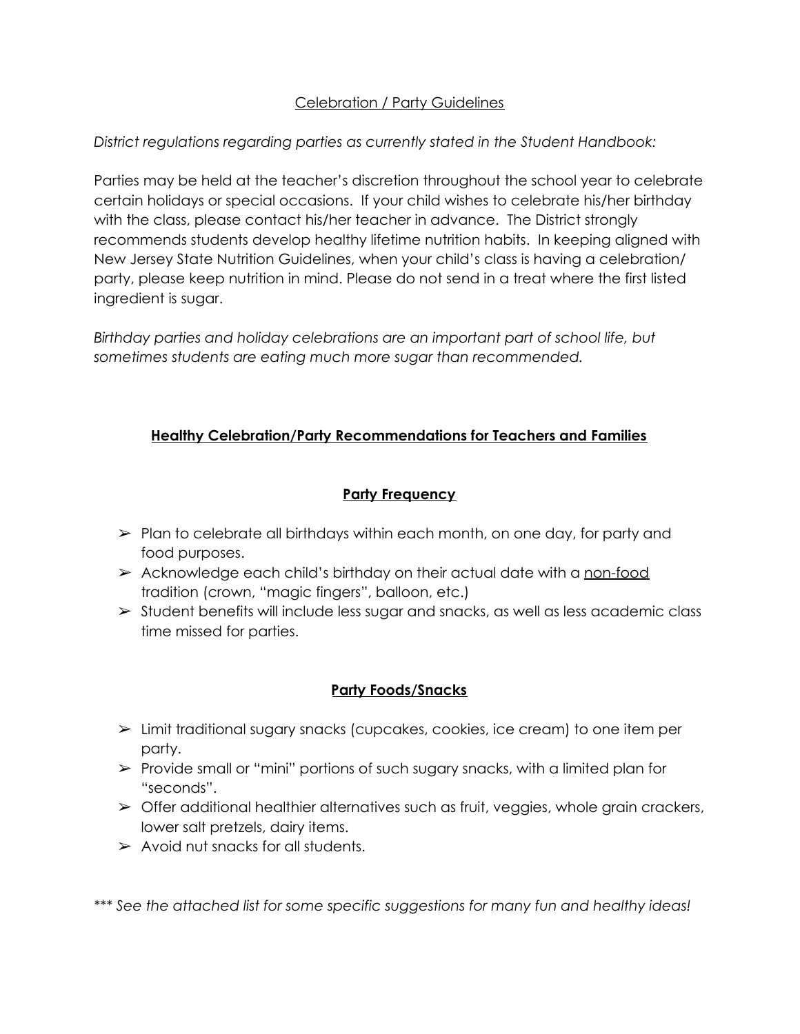# <u>Celebration / Party Guidelines</u>

*District regulations regarding parties as currently stated in the Student Handbook:*

Parties may be held at the teacher's discretion throughout the school year to celebrate certain holidays or special occasions. If your child wishes to celebrate his/her birthday with the class, please contact his/her teacher in advance. The District strongly recommends students develop healthy lifetime nutrition habits. In keeping aligned with New Jersey State Nutrition Guidelines, when your child's class is having a celebration/ party, please keep nutrition in mind. Please do not send in a treat where the first listed ingredient is sugar.

*Birthday parties and holiday celebrations are an important part of school life, but sometimes students are eating much more sugar than recommended.*

## <u>**Healthy Celebration/Party Recommendations for Teachers and Families**</u>

### <u>**Party Frequency**</u>

- Plan to celebrate all birthdays within each month, on one day, for party and food purposes.
- Acknowledge each child's birthday on their actual date with a <u>non-food</u> tradition (crown, "magic fingers", balloon, etc.)
- Student benefits will include less sugar and snacks, as well as less academic class time missed for parties.

### <u>**Party Foods/Snacks**</u>

- Limit traditional sugary snacks (cupcakes, cookies, ice cream) to one item per party.
- Provide small or "mini" portions of such sugary snacks, with a limited plan for "seconds".
- Offer additional healthier alternatives such as fruit, veggies, whole grain crackers, lower salt pretzels, dairy items.
- Avoid nut snacks for all students.

*\*\*\* See the attached list for some specific suggestions for many fun and healthy ideas!*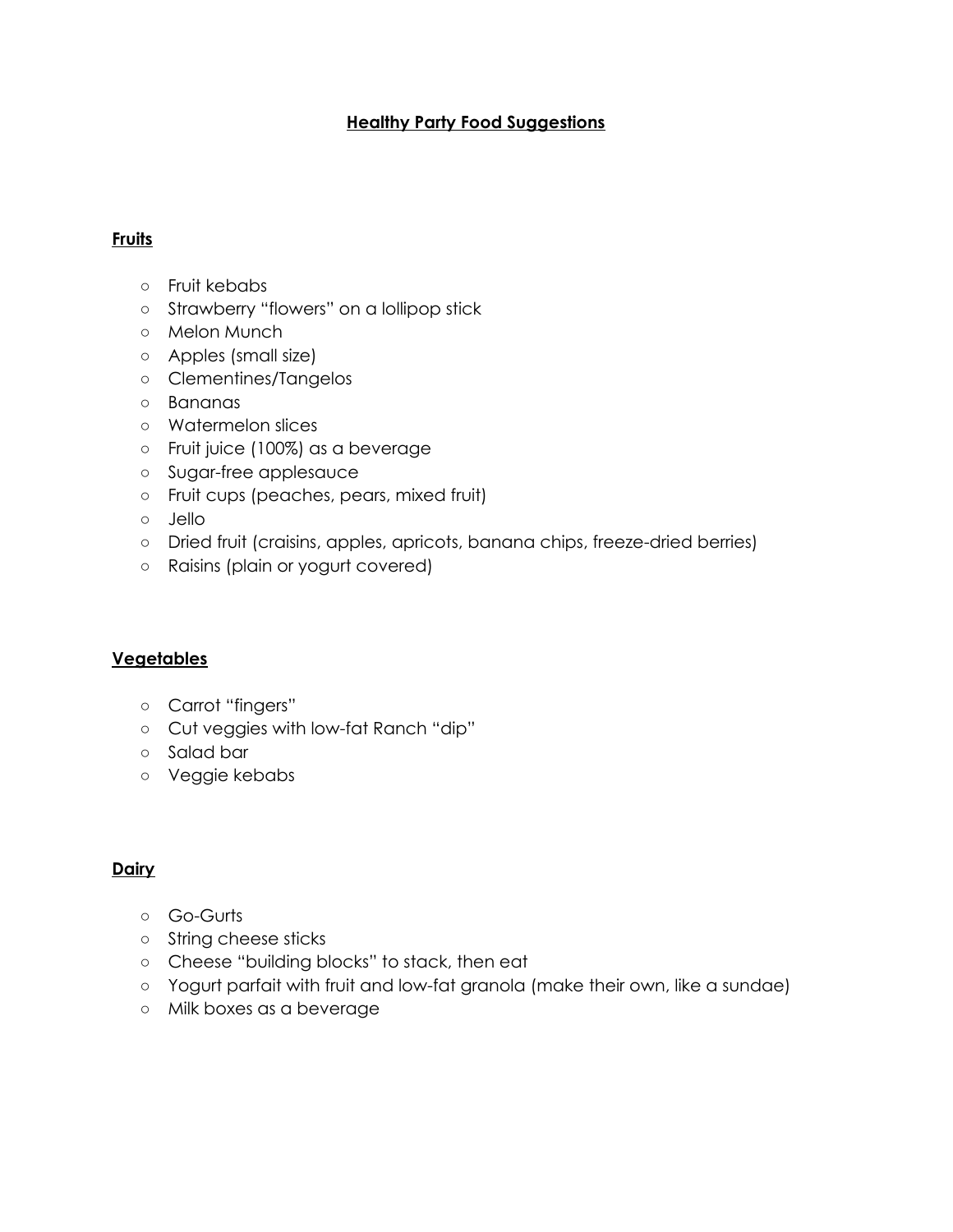# Healthy Party Food Suggestions

## Fruits

- Fruit kebabs
- Strawberry "flowers" on a lollipop stick
- Melon Munch
- Apples (small size)
- Clementines/Tangelos
- Bananas
- Watermelon slices
- Fruit juice (100%) as a beverage
- Sugar-free applesauce
- Fruit cups (peaches, pears, mixed fruit)
- Jello
- Dried fruit (craisins, apples, apricots, banana chips, freeze-dried berries)
- Raisins (plain or yogurt covered)

## Vegetables

- Carrot "fingers"
- Cut veggies with low-fat Ranch "dip"
- Salad bar
- Veggie kebabs

## Dairy

- Go-Gurts
- String cheese sticks
- Cheese "building blocks" to stack, then eat
- Yogurt parfait with fruit and low-fat granola (make their own, like a sundae)
- Milk boxes as a beverage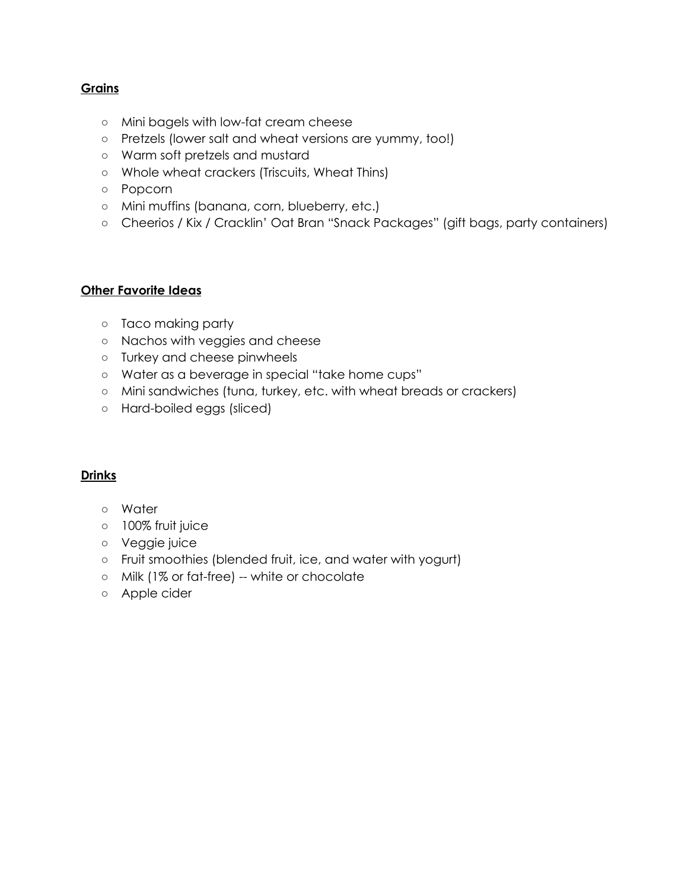**Grains**

- Mini bagels with low-fat cream cheese
- Pretzels (lower salt and wheat versions are yummy, too!)
- Warm soft pretzels and mustard
- Whole wheat crackers (Triscuits, Wheat Thins)
- Popcorn
- Mini muffins (banana, corn, blueberry, etc.)
- Cheerios / Kix / Cracklin' Oat Bran "Snack Packages" (gift bags, party containers)

**Other Favorite Ideas**

- Taco making party
- Nachos with veggies and cheese
- Turkey and cheese pinwheels
- Water as a beverage in special "take home cups"
- Mini sandwiches (tuna, turkey, etc. with wheat breads or crackers)
- Hard-boiled eggs (sliced)

**Drinks**

- Water
- 100% fruit juice
- Veggie juice
- Fruit smoothies (blended fruit, ice, and water with yogurt)
- Milk (1% or fat-free) -- white or chocolate
- Apple cider